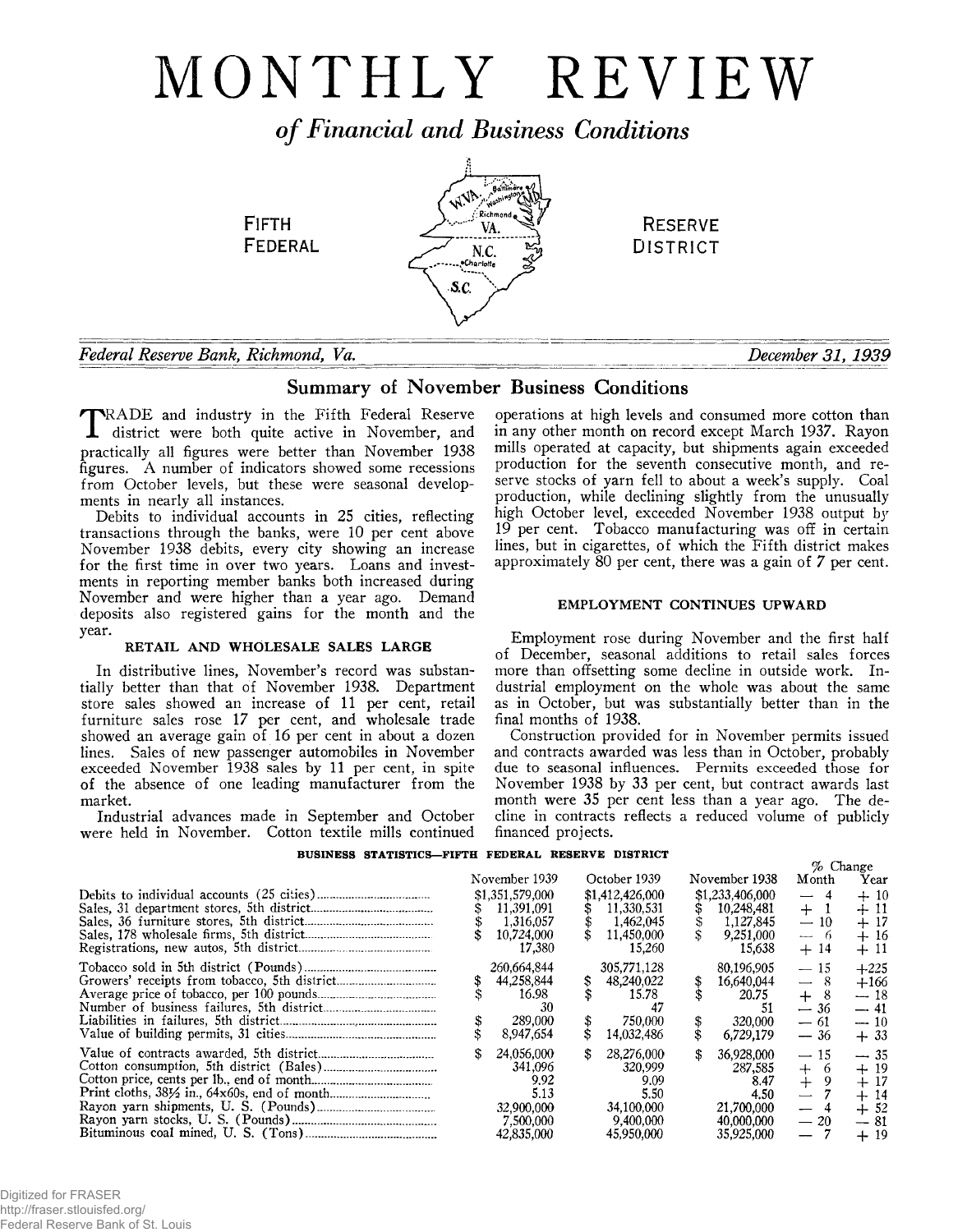# MONTHLY REVIEW

## *of Financial and Business Conditions*

FIFTH FEDERAL RESERVE DISTRICT

*Federal Reserve Bank, Richmond, Va.* *December 31, 1939*

## Summary of November Business Conditions

TRADE and industry in the Fifth Federal Reserve district were both quite active in November, and practically all figures were better than November 1938 figures. A number of indicators showed some recessions from October levels, but these were seasonal developments in nearly all instances.

Debits to individual accounts in 25 cities, reflecting transactions through the banks, were 10 per cent above November 1938 debits, every city showing an increase for the first time in over two years. Loans and investments in reporting member banks both increased during November and were higher than a year ago. Demand deposits also registered gains for the month and the year.

### RETAIL AND WHOLESALE SALES LARGE

In distributive lines, November's record was substantially better than that of November 1938. Department store sales showed an increase of 11 per cent, retail furniture sales rose 17 per cent, and wholesale trade showed an average gain of 16 per cent in about a dozen lines. Sales of new passenger automobiles in November exceeded November 1938 sales by 11 per cent, in spite of the absence of one leading manufacturer from the market.

Industrial advances made in September and October were held in November. Cotton textile mills continued operations at high levels and consumed more cotton than in any other month on record except March 1937. Rayon mills operated at capacity, but shipments again exceeded production for the seventh consecutive month, and reserve stocks of yarn fell to about a week's supply. Coal production, while declining slightly from the unusually high October level, exceeded November 1938 output by 19 per cent. Tobacco manufacturing was off in certain lines, but in cigarettes, of which the Fifth district makes approximately 80 per cent, there was a gain of 7 per cent.

### EMPLOYMENT CONTINUES UPWARD

Employment rose during November and the first half of December, seasonal additions to retail sales forces more than offsetting some decline in outside work. Industrial employment on the whole was about the same as in October, but was substantially better than in the final months of 1938.

Construction provided for in November permits issued and contracts awarded was less than in October, probably due to seasonal influences. Permits exceeded those for November 1938 by 33 per cent, but contract awards last month were 35 per cent less than a year ago. The decline in contracts reflects a reduced volume of publicly financed projects.

**BUSINESS STATISTICS—FIFTH FEDERAL RESERVE DISTRICT**

| | November 1939 | October 1939 | November 1938 | % Change Month | % Change Year |
|---|---|---|---|---|---|
| Debits to individual accounts (25 cities) | $1,351,579,000 | $1,412,426,000 | $1,233,406,000 | — 4 | + 10 |
| Sales, 31 department stores, 5th district | $ 11,391,091 | $ 11,330,531 | $ 10,248,481 | + 1 | + 11 |
| Sales, 36 furniture stores, 5th district | $ 1,316,057 | $ 1,462,045 | $ 1,127,845 | — 10 | + 17 |
| Sales, 178 wholesale firms, 5th district | $ 10,724,000 | $ 11,450,000 | $ 9,251,000 | — 6 | + 16 |
| Registrations, new autos, 5th district | 17,380 | 15,260 | 15,638 | + 14 | + 11 |
| Tobacco sold in 5th district (Pounds) | 260,664,844 | 305,771,128 | 80,196,905 | — 15 | +225 |
| Growers' receipts from tobacco, 5th district | $ 44,258,844 | $ 48,240,022 | $ 16,640,044 | — 8 | +166 |
| Average price of tobacco, per 100 pounds | $ 16.98 | $ 15.78 | $ 20.75 | + 8 | — 18 |
| Number of business failures, 5th district | 30 | 47 | 51 | — 36 | — 41 |
| Liabilities in failures, 5th district | $ 289,000 | $ 750,000 | $ 320,000 | — 61 | — 10 |
| Value of building permits, 31 cities | $ 8,947,654 | $ 14,032,486 | $ 6,729,179 | — 36 | + 33 |
| Value of contracts awarded, 5th district | $ 24,056,000 | $ 28,276,000 | $ 36,928,000 | — 15 | — 35 |
| Cotton consumption, 5th district (Bales) | 341,096 | 320,999 | 287,585 | + 6 | + 19 |
| Cotton price, cents per lb., end of month | 9.92 | 9.09 | 8.47 | + 9 | + 17 |
| Print cloths, 38½ in., 64x60s, end of month | 5.13 | 5.50 | 4.50 | — 7 | + 14 |
| Rayon yarn shipments, U. S. (Pounds) | 32,900,000 | 34,100,000 | 21,700,000 | — 4 | + 52 |
| Rayon yarn stocks, U. S. (Pounds) | 7,500,000 | 9,400,000 | 40,000,000 | — 20 | — 81 |
| Bituminous coal mined, U. S. (Tons) | 42,835,000 | 45,950,000 | 35,925,000 | — 7 | + 19 |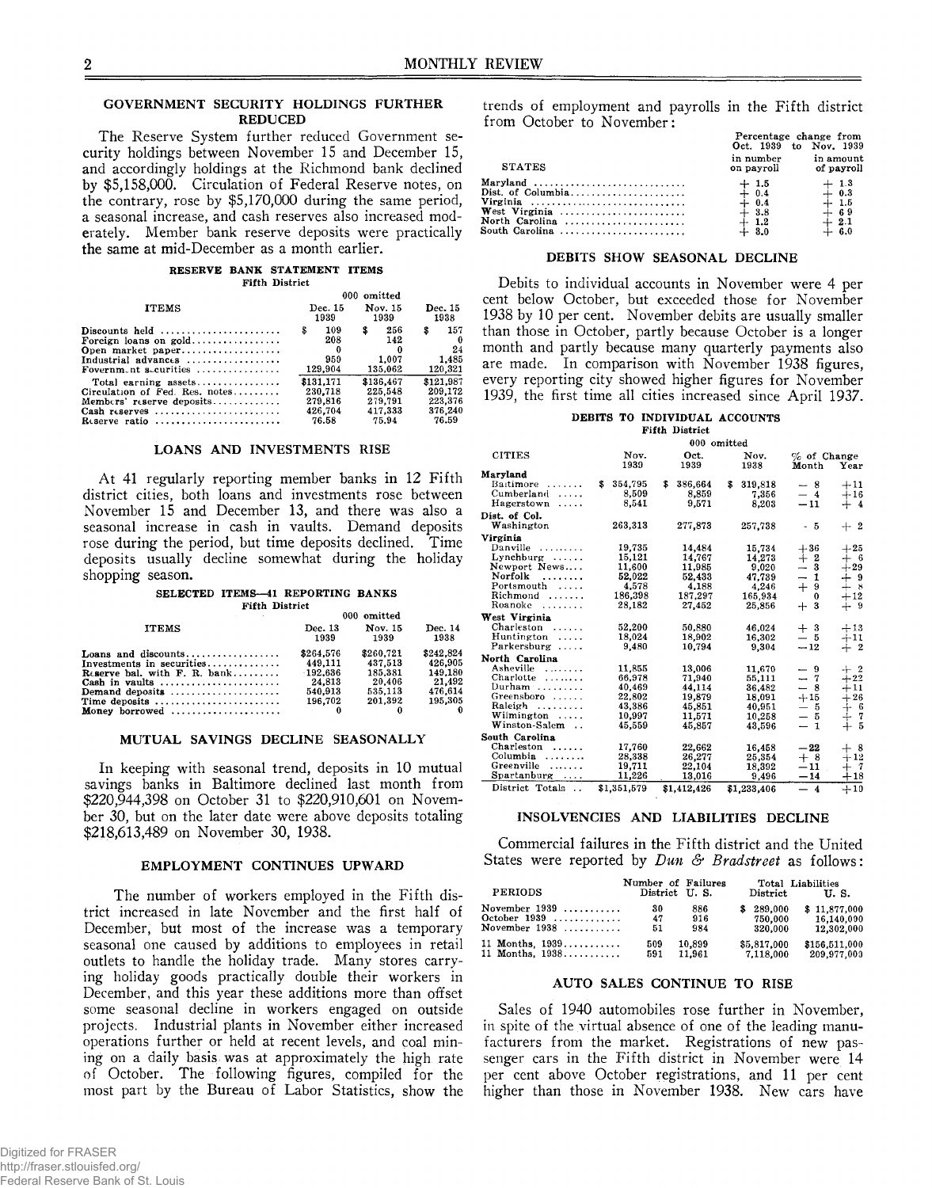## GOVERNMENT SECURITY HOLDINGS FURTHER REDUCED

The Reserve System further reduced Government security holdings between November 15 and December 15, and accordingly holdings at the Richmond bank declined by $5,158,000. Circulation of Federal Reserve notes, on the contrary, rose by $5,170,000 during the same period, a seasonal increase, and cash reserves also increased moderately. Member bank reserve deposits were practically the same at mid-December as a month earlier.

**RESERVE BANK STATEMENT ITEMS**
**Fifth District**

| ITEMS | Dec. 15 1939 | Nov. 15 1939 | Dec. 15 1938 |
|---|---|---|---|
| | 000 omitted | | |
| Discounts held | $ 109 | $ 256 | $ 157 |
| Foreign loans on gold | 208 | 142 | 0 |
| Open market paper | 0 | 0 | 24 |
| Industrial advances | 950 | 1,007 | 1,485 |
| Government securities | 129,904 | 135,062 | 120,321 |
| Total earning assets | $131,171 | $136,467 | $121,987 |
| Circulation of Fed. Res. notes | 230,718 | 225,548 | 209,172 |
| Members' reserve deposits | 279,816 | 279,791 | 223,376 |
| Cash reserves | 426,704 | 417,333 | 376,240 |
| Reserve ratio | 76.58 | 75.94 | 76.59 |

## LOANS AND INVESTMENTS RISE

At 41 regularly reporting member banks in 12 Fifth district cities, both loans and investments rose between November 15 and December 13, and there was also a seasonal increase in cash in vaults. Demand deposits rose during the period, but time deposits declined. Time deposits usually decline somewhat during the holiday shopping season.

**SELECTED ITEMS—41 REPORTING BANKS**
**Fifth District**

| ITEMS | Dec. 13 1939 | Nov. 15 1939 | Dec. 14 1938 |
|---|---|---|---|
| | 000 omitted | | |
| Loans and discounts | $264,576 | $260,721 | $242,824 |
| Investments in securities | 449,111 | 437,513 | 426,905 |
| Reserve bal. with F. R. bank | 192,636 | 185,381 | 149,180 |
| Cash in vaults | 24,813 | 20,406 | 21,492 |
| Demand deposits | 540,913 | 535,113 | 476,614 |
| Time deposits | 196,702 | 201,392 | 195,305 |
| Money borrowed | 0 | 0 | 0 |

## MUTUAL SAVINGS DECLINE SEASONALLY

In keeping with seasonal trend, deposits in 10 mutual savings banks in Baltimore declined last month from $220,944,398 on October 31 to $220,910,601 on November 30, but on the later date were above deposits totaling $218,613,489 on November 30, 1938.

## EMPLOYMENT CONTINUES UPWARD

The number of workers employed in the Fifth district increased in late November and the first half of December, but most of the increase was a temporary seasonal one caused by additions to employees in retail outlets to handle the holiday trade. Many stores carrying holiday goods practically double their workers in December, and this year these additions more than offset some seasonal decline in workers engaged on outside projects. Industrial plants in November either increased operations further or held at recent levels, and coal mining on a daily basis was at approximately the high rate of October. The following figures, compiled for the most part by the Bureau of Labor Statistics, show the trends of employment and payrolls in the Fifth district from October to November:

| STATES | Percentage change from Oct. 1939 to Nov. 1939 in number on payroll | in amount of payroll |
|---|---|---|
| Maryland | + 1.5 | + 1.3 |
| Dist. of Columbia | + 0.4 | + 0.3 |
| Virginia | + 0.4 | + 1.5 |
| West Virginia | + 3.8 | + 6.9 |
| North Carolina | + 1.2 | + 2.1 |
| South Carolina | + 3.0 | + 6.0 |

## DEBITS SHOW SEASONAL DECLINE

Debits to individual accounts in November were 4 per cent below October, but exceeded those for November 1938 by 10 per cent. November debits are usually smaller than those in October, partly because October is a longer month and partly because many quarterly payments also are made. In comparison with November 1938 figures, every reporting city showed higher figures for November 1939, the first time all cities increased since April 1937.

**DEBITS TO INDIVIDUAL ACCOUNTS**
**Fifth District**

| CITIES | Nov. 1939 | Oct. 1939 | Nov. 1938 | % of Change Month | Year |
|---|---|---|---|---|---|
| | 000 omitted | | | | |
| **Maryland** | | | | | |
| Baltimore | $ 354,795 | $ 386,664 | $ 319,818 | − 8 | +11 |
| Cumberland | 8,509 | 8,859 | 7,356 | − 4 | +16 |
| Hagerstown | 8,541 | 9,571 | 8,203 | −11 | + 4 |
| **Dist. of Col.** | | | | | |
| Washington | 263,313 | 277,873 | 257,738 | − 5 | + 2 |
| **Virginia** | | | | | |
| Danville | 19,735 | 14,484 | 15,734 | +36 | +25 |
| Lynchburg | 15,121 | 14,767 | 14,273 | + 2 | + 6 |
| Newport News | 11,600 | 11,985 | 9,020 | − 3 | +29 |
| Norfolk | 52,022 | 52,433 | 47,739 | − 1 | + 9 |
| Portsmouth | 4,578 | 4,188 | 4,246 | + 9 | + 8 |
| Richmond | 186,398 | 187,297 | 165,934 | 0 | +12 |
| Roanoke | 28,182 | 27,452 | 25,856 | + 3 | + 9 |
| **West Virginia** | | | | | |
| Charleston | 52,200 | 50,880 | 46,024 | + 3 | +13 |
| Huntington | 18,024 | 18,902 | 16,302 | − 5 | +11 |
| Parkersburg | 9,480 | 10,794 | 9,304 | −12 | + 2 |
| **North Carolina** | | | | | |
| Asheville | 11,855 | 13,006 | 11,670 | − 9 | + 2 |
| Charlotte | 66,978 | 71,940 | 55,111 | − 7 | +22 |
| Durham | 40,469 | 44,114 | 36,482 | − 8 | +11 |
| Greensboro | 22,802 | 19,879 | 18,091 | +15 | +26 |
| Raleigh | 43,386 | 45,851 | 40,951 | − 5 | + 6 |
| Wilmington | 10,997 | 11,571 | 10,258 | − 5 | + 7 |
| Winston-Salem | 45,559 | 45,857 | 43,596 | − 1 | + 5 |
| **South Carolina** | | | | | |
| Charleston | 17,760 | 22,662 | 16,458 | −22 | + 8 |
| Columbia | 28,338 | 26,277 | 25,354 | + 8 | +12 |
| Greenville | 19,711 | 22,104 | 18,392 | −11 | + 7 |
| Spartanburg | 11,226 | 13,016 | 9,496 | −14 | +18 |
| District Totals | $1,351,579 | $1,412,426 | $1,233,406 | − 4 | +10 |

## INSOLVENCIES AND LIABILITIES DECLINE

Commercial failures in the Fifth district and the United States were reported by *Dun & Bradstreet* as follows:

| PERIODS | Number of Failures District | U. S. | Total Liabilities District | U. S. |
|---|---|---|---|---|
| November 1939 | 30 | 886 | $ 289,000 | $ 11,877,000 |
| October 1939 | 47 | 916 | 750,000 | 16,140,000 |
| November 1938 | 51 | 984 | 320,000 | 12,302,000 |
| 11 Months, 1939 | 509 | 10,899 | $5,817,000 | $156,511,000 |
| 11 Months, 1938 | 591 | 11,961 | 7,118,000 | 209,977,000 |

## AUTO SALES CONTINUE TO RISE

Sales of 1940 automobiles rose further in November, in spite of the virtual absence of one of the leading manufacturers from the market. Registrations of new passenger cars in the Fifth district in November were 14 per cent above October registrations, and 11 per cent higher than those in November 1938. New cars have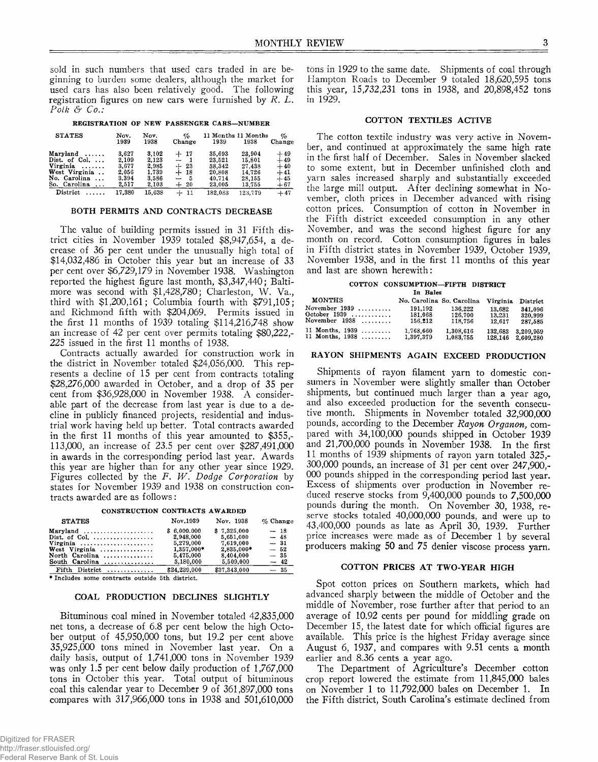sold in such numbers that used cars traded in are beginning to burden some dealers, although the market for used cars has also been relatively good. The following registration figures on new cars were furnished by *R. L. Polk & Co.*:

**REGISTRATION OF NEW PASSENGER CARS—NUMBER**

| STATES | Nov. 1939 | Nov. 1938 | % Change | 11 Months 1939 | 11 Months 1938 | % Change |
|---|---|---|---|---|---|---|
| Maryland | 3,627 | 3,102 | + 17 | 35,693 | 23,904 | +49 |
| Dist. of Col. | 2,109 | 2,123 | — 1 | 23,521 | 15,801 | +49 |
| Virginia | 3,677 | 2,985 | + 23 | 38,342 | 27,438 | +40 |
| West Virginia | 2,056 | 1,739 | + 18 | 20,808 | 14,726 | +41 |
| No. Carolina | 3,394 | 3,586 | — 5 | 40,714 | 28,155 | +45 |
| So. Carolina | 2,517 | 2,103 | + 20 | 23,005 | 13,755 | +67 |
| District | 17,380 | 15,638 | + 11 | 182,083 | 123,779 | +47 |

## BOTH PERMITS AND CONTRACTS DECREASE

The value of building permits issued in 31 Fifth district cities in November 1939 totaled $8,947,654, a decrease of 36 per cent under the unusually high total of $14,032,486 in October this year but an increase of 33 per cent over $6,729,179 in November 1938. Washington reported the highest figure last month, $3,347,440; Baltimore was second with $1,428,780; Charleston, W. Va., third with $1,200,161; Columbia fourth with $791,105; and Richmond fifth with $204,069. Permits issued in the first 11 months of 1939 totaling $114,216,748 show an increase of 42 per cent over permits totaling $80,222,225 issued in the first 11 months of 1938.

Contracts actually awarded for construction work in the district in November totaled $24,056,000. This represents a decline of 15 per cent from contracts totaling $28,276,000 awarded in October, and a drop of 35 per cent from $36,928,000 in November 1938. A considerable part of the decrease from last year is due to a decline in publicly financed projects, residential and industrial work having held up better. Total contracts awarded in the first 11 months of this year amounted to $355,113,000, an increase of 23.5 per cent over $287,491,000 in awards in the corresponding period last year. Awards this year are higher than for any other year since 1929. Figures collected by the *F. W. Dodge Corporation* by states for November 1939 and 1938 on construction contracts awarded are as follows:

**CONSTRUCTION CONTRACTS AWARDED**

| STATES | Nov. 1939 | Nov. 1938 | % Change |
|---|---|---|---|
| Maryland | $ 6,000,000 | $ 7,325,000 | — 18 |
| Dist. of Col. | 2,948,000 | 5,651,000 | — 48 |
| Virginia | 5,279,000 | 7,619,000 | — 31 |
| West Virginia | 1,357,000* | 2,835,000* | — 52 |
| North Carolina | 5,475,000 | 8,404,000 | — 35 |
| South Carolina | 3,180,000 | 5,509,000 | — 42 |
| Fifth District | $24,239,000 | $37,343,000 | — 35 |

\* Includes some contracts outside 5th district.

## COAL PRODUCTION DECLINES SLIGHTLY

Bituminous coal mined in November totaled 42,835,000 net tons, a decrease of 6.8 per cent below the high October output of 45,950,000 tons, but 19.2 per cent above 35,925,000 tons mined in November last year. On a daily basis, output of 1,741,000 tons in November 1939 was only 1.5 per cent below daily production of 1,767,000 tons in October this year. Total output of bituminous coal this calendar year to December 9 of 361,897,000 tons compares with 317,966,000 tons in 1938 and 501,610,000 tons in 1929 to the same date. Shipments of coal through Hampton Roads to December 9 totaled 18,620,595 tons this year, 15,732,231 tons in 1938, and 20,898,452 tons in 1929.

## COTTON TEXTILES ACTIVE

The cotton textile industry was very active in November, and continued at approximately the same high rate in the first half of December. Sales in November slacked to some extent, but in December unfinished cloth and yarn sales increased sharply and substantially exceeded the large mill output. After declining somewhat in November, cloth prices in December advanced with rising cotton prices. Consumption of cotton in November in the Fifth district exceeded consumption in any other November, and was the second highest figure for any month on record. Cotton consumption figures in bales in Fifth district states in November 1939, October 1939, November 1938, and in the first 11 months of this year and last are shown herewith:

**COTTON CONSUMPTION—FIFTH DISTRICT**
In Bales

| MONTHS | No. Carolina | So. Carolina | Virginia | District |
|---|---|---|---|---|
| November 1939 | 191,192 | 136,222 | 13,682 | 341,096 |
| October 1939 | 181,068 | 126,700 | 13,231 | 320,999 |
| November 1938 | 156,212 | 118,756 | 12,617 | 287,585 |
| 11 Months, 1939 | 1,768,660 | 1,308,616 | 132,683 | 3,209,959 |
| 11 Months, 1938 | 1,397,379 | 1,083,755 | 128,146 | 2,609,280 |

## RAYON SHIPMENTS AGAIN EXCEED PRODUCTION

Shipments of rayon filament yarn to domestic consumers in November were slightly smaller than October shipments, but continued much larger than a year ago, and also exceeded production for the seventh consecutive month. Shipments in November totaled 32,900,000 pounds, according to the December *Rayon Organon*, compared with 34,100,000 pounds shipped in October 1939 and 21,700,000 pounds in November 1938. In the first 11 months of 1939 shipments of rayon yarn totaled 325,300,000 pounds, an increase of 31 per cent over 247,900,000 pounds shipped in the corresponding period last year. Excess of shipments over production in November reduced reserve stocks from 9,400,000 pounds to 7,500,000 pounds during the month. On November 30, 1938, reserve stocks totaled 40,000,000 pounds, and were up to 43,400,000 pounds as late as April 30, 1939. Further price increases were made as of December 1 by several producers making 50 and 75 denier viscose process yarn.

## COTTON PRICES AT TWO-YEAR HIGH

Spot cotton prices on Southern markets, which had advanced sharply between the middle of October and the middle of November, rose further after that period to an average of 10.92 cents per pound for middling grade on December 15, the latest date for which official figures are available. This price is the highest Friday average since August 6, 1937, and compares with 9.51 cents a month earlier and 8.36 cents a year ago.

The Department of Agriculture's December cotton crop report lowered the estimate from 11,845,000 bales on November 1 to 11,792,000 bales on December 1. In the Fifth district, South Carolina's estimate declined from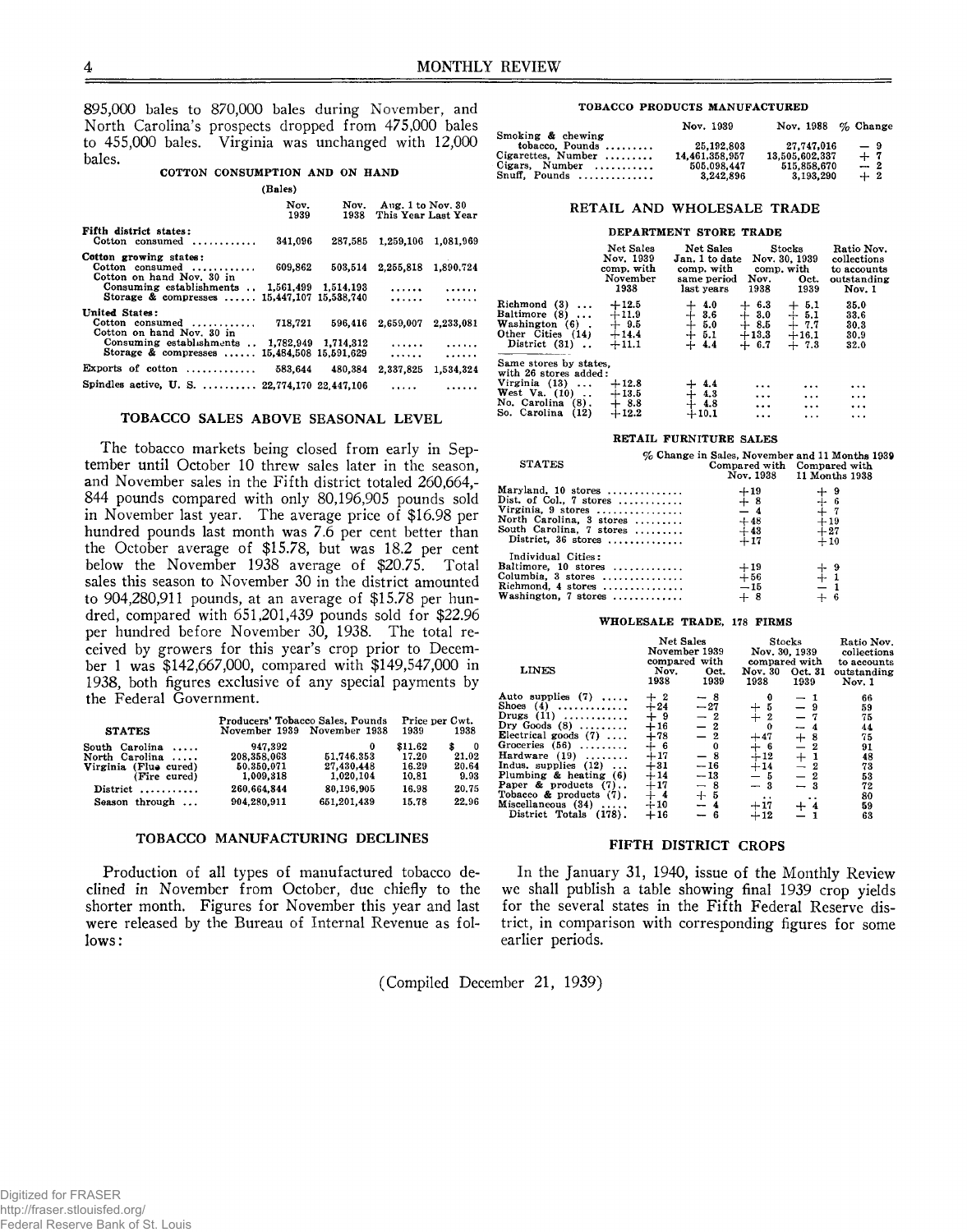895,000 bales to 870,000 bales during November, and North Carolina's prospects dropped from 475,000 bales to 455,000 bales. Virginia was unchanged with 12,000 bales.

### COTTON CONSUMPTION AND ON HAND

(Bales)

| | Nov. 1939 | Nov. 1938 | Aug. 1 to Nov. 30 This Year | Last Year |
|---|---|---|---|---|
| **Fifth district states:** | | | | |
| Cotton consumed | 341,096 | 287,585 | 1,259,106 | 1,081,969 |
| **Cotton growing states:** | | | | |
| Cotton consumed | 609,862 | 503,514 | 2,255,818 | 1,890,724 |
| Cotton on hand Nov. 30 in | | | | |
| Consuming establishments | 1,561,499 | 1,514,193 | ...... | ...... |
| Storage & compresses | 15,447,107 | 15,538,740 | ...... | ...... |
| **United States:** | | | | |
| Cotton consumed | 718,721 | 596,416 | 2,659,007 | 2,233,081 |
| Cotton on hand Nov. 30 in | | | | |
| Consuming establishments | 1,782,949 | 1,714,312 | ...... | ...... |
| Storage & compresses | 15,484,508 | 15,591,629 | ...... | ...... |
| Exports of cotton | 583,644 | 480,384 | 2,337,825 | 1,534,324 |
| Spindles active, U. S. | 22,774,170 | 22,447,106 | ..... | ...... |

## TOBACCO SALES ABOVE SEASONAL LEVEL

The tobacco markets being closed from early in September until October 10 threw sales later in the season, and November sales in the Fifth district totaled 260,664,844 pounds compared with only 80,196,905 pounds sold in November last year. The average price of $16.98 per hundred pounds last month was 7.6 per cent better than the October average of $15.78, but was 18.2 per cent below the November 1938 average of $20.75. Total sales this season to November 30 in the district amounted to 904,280,911 pounds, at an average of $15.78 per hundred, compared with 651,201,439 pounds sold for $22.96 per hundred before November 30, 1938. The total received by growers for this year's crop prior to December 1 was $142,667,000, compared with $149,547,000 in 1938, both figures exclusive of any special payments by the Federal Government.

| STATES | Producers' Tobacco Sales, Pounds November 1939 | November 1938 | Price per Cwt. 1939 | 1938 |
|---|---|---|---|---|
| South Carolina | 947,392 | 0 | $11.62 | $ 0 |
| North Carolina | 208,358,063 | 51,746,353 | 17.20 | 21.02 |
| Virginia (Flue cured) | 50,350,071 | 27,430,448 | 16.29 | 20.64 |
| (Fire cured) | 1,009,318 | 1,020,104 | 10.81 | 9.93 |
| District | 260,664,844 | 80,196,905 | 16.98 | 20.75 |
| Season through | 904,280,911 | 651,201,439 | 15.78 | 22.96 |

## TOBACCO MANUFACTURING DECLINES

Production of all types of manufactured tobacco declined in November from October, due chiefly to the shorter month. Figures for November this year and last were released by the Bureau of Internal Revenue as follows:

### TOBACCO PRODUCTS MANUFACTURED

| | Nov. 1939 | Nov. 1938 | % Change |
|---|---|---|---|
| Smoking & chewing tobacco, Pounds | 25,192,803 | 27,747,016 | − 9 |
| Cigarettes, Number | 14,461,358,957 | 13,505,602,337 | + 7 |
| Cigars, Number | 505,098,447 | 515,858,670 | − 2 |
| Snuff, Pounds | 3,242,896 | 3,193,290 | + 2 |

## RETAIL AND WHOLESALE TRADE

### DEPARTMENT STORE TRADE

| | Net Sales Nov. 1939 comp. with November 1938 | Net Sales Jan. 1 to date comp. with same period last years | Stocks Nov. 30, 1939 comp. with Nov. 1938 | Oct. 1939 | Ratio Nov. collections to accounts outstanding Nov. 1 |
|---|---|---|---|---|---|
| Richmond (3) | +12.5 | + 4.0 | + 6.3 | + 5.1 | 35.0 |
| Baltimore (8) | +11.9 | + 3.6 | + 3.0 | + 5.1 | 33.6 |
| Washington (6) | + 9.5 | + 5.0 | + 8.5 | + 7.7 | 30.3 |
| Other Cities (14) | +14.4 | + 5.1 | +13.3 | +16.1 | 30.9 |
| District (31) | +11.1 | + 4.4 | + 6.7 | + 7.3 | 32.0 |
| Same stores by states, with 26 stores added: | | | | | |
| Virginia (13) | +12.8 | + 4.4 | ... | ... | ... |
| West Va. (10) | +13.5 | + 4.3 | ... | ... | ... |
| No. Carolina (8) | + 8.8 | + 4.8 | ... | ... | ... |
| So. Carolina (12) | +12.2 | +10.1 | ... | ... | ... |

### RETAIL FURNITURE SALES

| STATES | % Change in Sales, November and 11 Months 1939 Compared with Nov. 1938 | Compared with 11 Months 1938 |
|---|---|---|
| Maryland, 10 stores | +19 | + 9 |
| Dist. of Col., 7 stores | + 8 | + 6 |
| Virginia, 9 stores | − 4 | + 7 |
| North Carolina, 3 stores | +48 | +19 |
| South Carolina, 7 stores | +43 | +27 |
| District, 36 stores | +17 | +10 |
| Individual Cities: | | |
| Baltimore, 10 stores | +19 | + 9 |
| Columbia, 3 stores | +56 | + 1 |
| Richmond, 4 stores | −15 | − 1 |
| Washington, 7 stores | + 8 | + 6 |

### WHOLESALE TRADE, 178 FIRMS

| LINES | Net Sales November 1939 compared with Nov. 1938 | Oct. 1939 | Stocks Nov. 30, 1939 compared with Nov. 30 1938 | Oct. 31 1939 | Ratio Nov. collections to accounts outstanding Nov. 1 |
|---|---|---|---|---|---|
| Auto supplies (7) | + 2 | − 8 | 0 | − 1 | 66 |
| Shoes (4) | +24 | −27 | + 5 | − 9 | 59 |
| Drugs (11) | + 9 | − 2 | + 2 | − 7 | 75 |
| Dry Goods (8) | +16 | − 2 | 0 | − 4 | 44 |
| Electrical goods (7) | +78 | − 2 | +47 | + 8 | 75 |
| Groceries (56) | + 6 | 0 | + 6 | − 2 | 91 |
| Hardware (19) | +17 | − 8 | +12 | + 1 | 48 |
| Indus. supplies (12) | +31 | −16 | +14 | − 2 | 73 |
| Plumbing & heating (6) | +14 | −13 | − 5 | − 2 | 53 |
| Paper & products (7) | +17 | − 8 | − 3 | − 3 | 72 |
| Tobacco & products (7) | + 4 | + 5 | .. | .. | 80 |
| Miscellaneous (34) | +10 | − 4 | +17 | + 4 | 59 |
| District Totals (178) | +16 | − 6 | +12 | − 1 | 63 |

## FIFTH DISTRICT CROPS

In the January 31, 1940, issue of the Monthly Review we shall publish a table showing final 1939 crop yields for the several states in the Fifth Federal Reserve district, in comparison with corresponding figures for some earlier periods.

(Compiled December 21, 1939)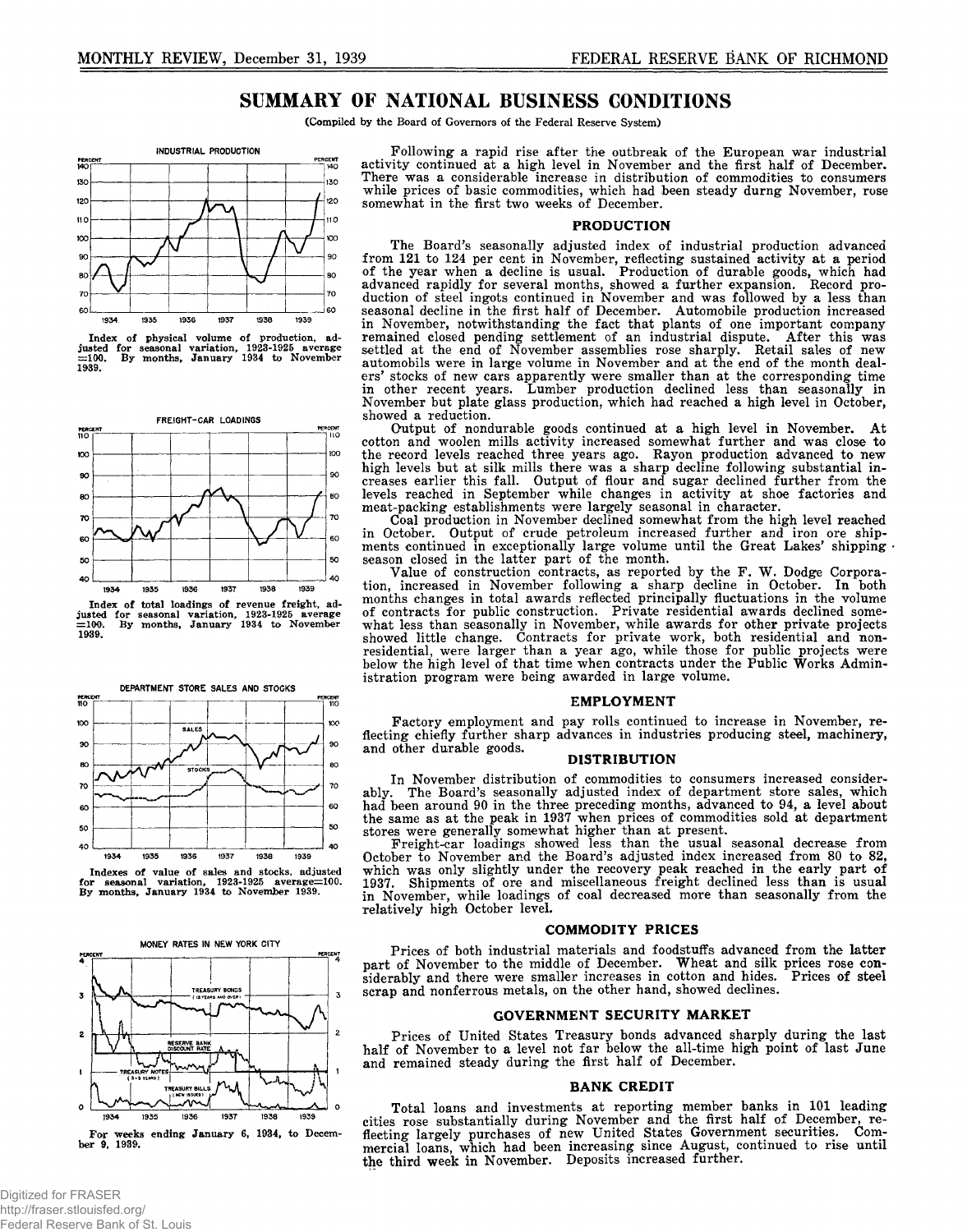# SUMMARY OF NATIONAL BUSINESS CONDITIONS

(Compiled by the Board of Governors of the Federal Reserve System)

INDUSTRIAL PRODUCTION

PERCENT 140 130 120 110 100 90 80 70 60

1934 1935 1936 1937 1938 1939

Index of physical volume of production, adjusted for seasonal variation, 1923-1925 average =100. By months, January 1934 to November 1939.

FREIGHT-CAR LOADINGS

PERCENT 110 100 90 80 70 60 50 40

1934 1935 1936 1937 1938 1939

Index of total loadings of revenue freight, adjusted for seasonal variation, 1923-1925 average =100. By months, January 1934 to November 1939.

DEPARTMENT STORE SALES AND STOCKS

PERCENT 110 100 90 80 70 60 50 40

SALES

STOCKS

1934 1935 1936 1937 1938 1939

Indexes of value of sales and stocks, adjusted for seasonal variation, 1923-1925 average=100. By months, January 1934 to November 1939.

MONEY RATES IN NEW YORK CITY

PERCENT 4 3 2 1 0

TREASURY BONDS (12 YEARS AND OVER)

RESERVE BANK DISCOUNT RATE

TREASURY NOTES (3-5 YEARS)

TREASURY BILLS (NEW ISSUES)

1934 1935 1936 1937 1938 1939

For weeks ending January 6, 1934, to December 9, 1939.

Following a rapid rise after the outbreak of the European war industrial activity continued at a high level in November and the first half of December. There was a considerable increase in distribution of commodities to consumers while prices of basic commodities, which had been steady durng November, rose somewhat in the first two weeks of December.

## PRODUCTION

The Board's seasonally adjusted index of industrial production advanced from 121 to 124 per cent in November, reflecting sustained activity at a period of the year when a decline is usual. Production of durable goods, which had advanced rapidly for several months, showed a further expansion. Record production of steel ingots continued in November and was followed by a less than seasonal decline in the first half of December. Automobile production increased in November, notwithstanding the fact that plants of one important company remained closed pending settlement of an industrial dispute. After this was settled at the end of November assemblies rose sharply. Retail sales of new automobils were in large volume in November and at the end of the month dealers' stocks of new cars apparently were smaller than at the corresponding time in other recent years. Lumber production declined less than seasonally in November but plate glass production, which had reached a high level in October, showed a reduction.

Output of nondurable goods continued at a high level in November. At cotton and woolen mills activity increased somewhat further and was close to the record levels reached three years ago. Rayon production advanced to new high levels but at silk mills there was a sharp decline following substantial increases earlier this fall. Output of flour and sugar declined further from the levels reached in September while changes in activity at shoe factories and meat-packing establishments were largely seasonal in character.

Coal production in November declined somewhat from the high level reached in October. Output of crude petroleum increased further and iron ore shipments continued in exceptionally large volume until the Great Lakes' shipping season closed in the latter part of the month.

Value of construction contracts, as reported by the F. W. Dodge Corporation, increased in November following a sharp decline in October. In both months changes in total awards reflected principally fluctuations in the volume of contracts for public construction. Private residential awards declined somewhat less than seasonally in November, while awards for other private projects showed little change. Contracts for private work, both residential and nonresidential, were larger than a year ago, while those for public projects were below the high level of that time when contracts under the Public Works Administration program were being awarded in large volume.

## EMPLOYMENT

Factory employment and pay rolls continued to increase in November, reflecting chiefly further sharp advances in industries producing steel, machinery, and other durable goods.

## DISTRIBUTION

In November distribution of commodities to consumers increased considerably. The Board's seasonally adjusted index of department store sales, which had been around 90 in the three preceding months, advanced to 94, a level about the same as at the peak in 1937 when prices of commodities sold at department stores were generally somewhat higher than at present.

Freight-car loadings showed less than the usual seasonal decrease from October to November and the Board's adjusted index increased from 80 to 82, which was only slightly under the recovery peak reached in the early part of 1937. Shipments of ore and miscellaneous freight declined less than is usual in November, while loadings of coal decreased more than seasonally from the relatively high October level.

## COMMODITY PRICES

Prices of both industrial materials and foodstuffs advanced from the latter part of November to the middle of December. Wheat and silk prices rose considerably and there were smaller increases in cotton and hides. Prices of steel scrap and nonferrous metals, on the other hand, showed declines.

## GOVERNMENT SECURITY MARKET

Prices of United States Treasury bonds advanced sharply during the last half of November to a level not far below the all-time high point of last June and remained steady during the first half of December.

## BANK CREDIT

Total loans and investments at reporting member banks in 101 leading cities rose substantially during November and the first half of December, reflecting largely purchases of new United States Government securities. Commercial loans, which had been increasing since August, continued to rise until the third week in November. Deposits increased further.